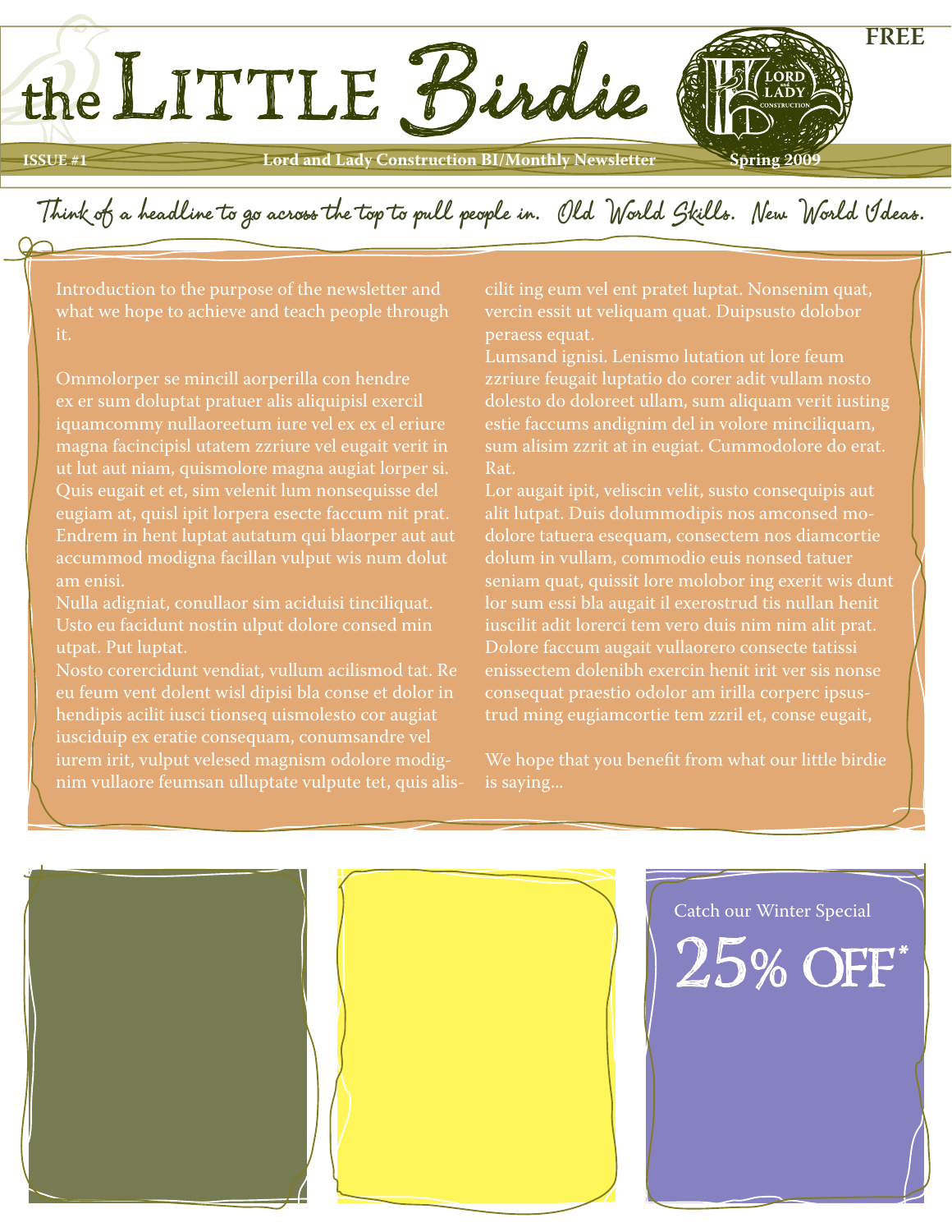# the LITTLE Birdie

**FREE**

LORD and LADY CONSTRUCTION

**ISSUE #1** **Lord and Lady Construction BI/Monthly Newsletter** **Spring 2009**

*Think of a headline to go across the top to pull people in. Old World Skills. New World Ideas.*

Introduction to the purpose of the newsletter and what we hope to achieve and teach people through it.

Ommolorper se mincill aorperilla con hendre ex er sum doluptat pratuer alis aliquipisl exercil iquamcommy nullaoreetum iure vel ex ex el eriure magna facincipisl utatem zzriure vel eugait verit in ut lut aut niam, quismolore magna augiat lorper si. Quis eugait et et, sim velenit lum nonsequisse del eugiam at, quisl ipit lorpera esecte faccum nit prat. Endrem in hent luptat autatum qui blaorper aut aut accummod modigna facillan vulput wis num dolut am enisi.

Nulla adigniat, conullaor sim aciduisi tinciliquat. Usto eu facidunt nostin ulput dolore consed min utpat. Put luptat.

Nosto corercidunt vendiat, vullum acilismod tat. Re eu feum vent dolent wisl dipisi bla conse et dolor in hendipis acilit iusci tionseq uismolesto cor augiat iusciduip ex eratie consequam, conumsandre vel iurem irit, vulput velesed magnism odolore modignim vullaore feumsan ulluptate vulpute tet, quis aliscilit ing eum vel ent pratet luptat. Nonsenim quat, vercin essit ut veliquam quat. Duipsusto dolobor peraess equat.

Lumsand ignisi. Lenismo lutation ut lore feum zzriure feugait luptatio do corer adit vullam nosto dolesto do doloreet ullam, sum aliquam verit iusting estie faccums andignim del in volore minciliquam, sum alisim zzrit at in eugiat. Cummodolore do erat. Rat.

Lor augait ipit, veliscin velit, susto consequipis aut alit lutpat. Duis dolummodipis nos amconsed modolore tatuera esequam, consectem nos diamcortie dolum in vullam, commodio euis nonsed tatuer seniam quat, quissit lore molobor ing exerit wis dunt lor sum essi bla augait il exerostrud tis nullan henit iuscilit adit lorerci tem vero duis nim nim alit prat. Dolore faccum augait vullaorero consecte tatissi enissectem dolenibh exercin henit irit ver sis nonse consequat praestio odolor am irilla corperc ipsustrud ming eugiamcortie tem zzril et, conse eugait,

We hope that you benefit from what our little birdie is saying...

Catch our Winter Special

## 25% OFF*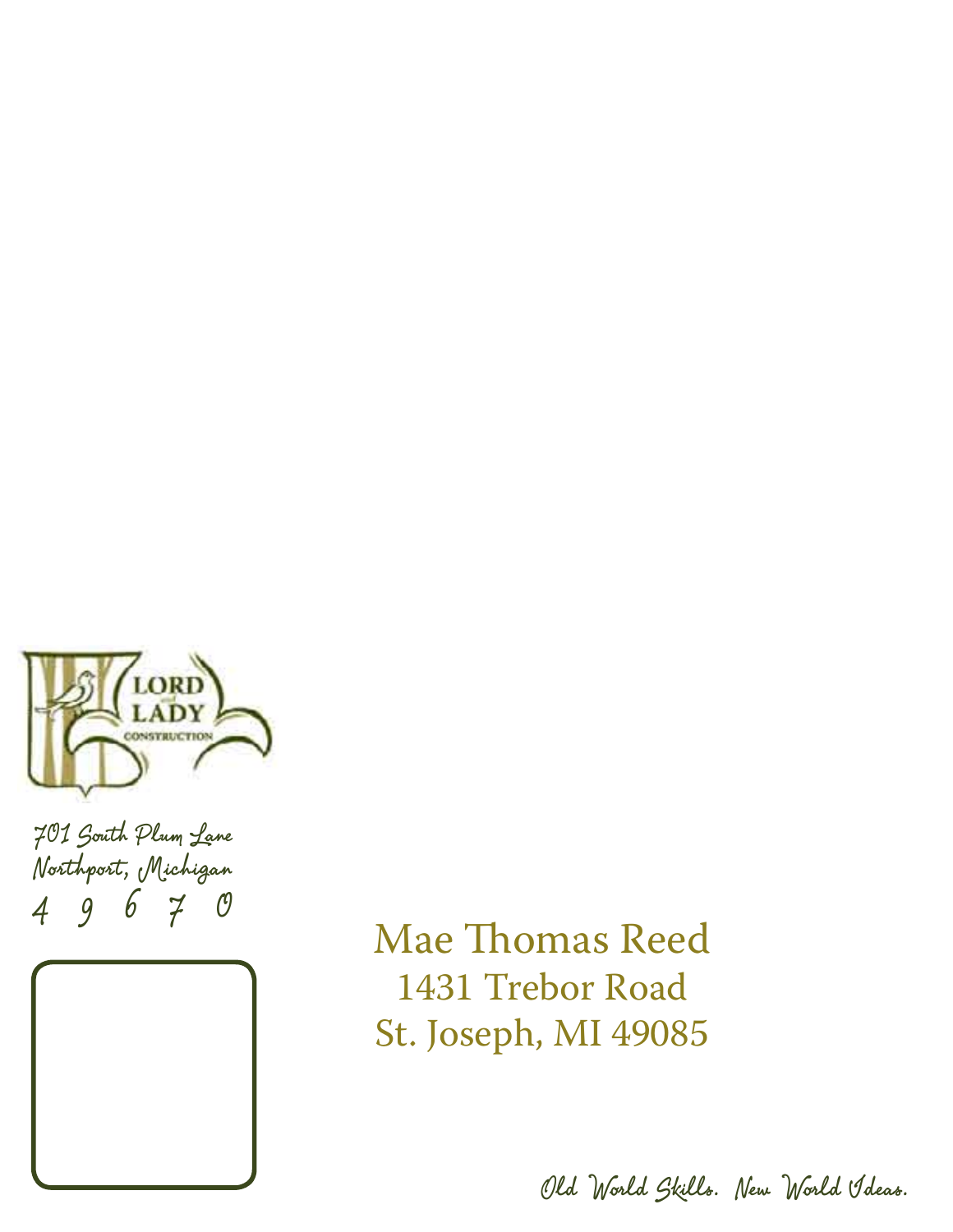LORD and LADY CONSTRUCTION

701 South Plum Lane
Northport, Michigan
4 9 6 7 0

Mae Thomas Reed
1431 Trebor Road
St. Joseph, MI 49085

Old World Skills. New World Ideas.